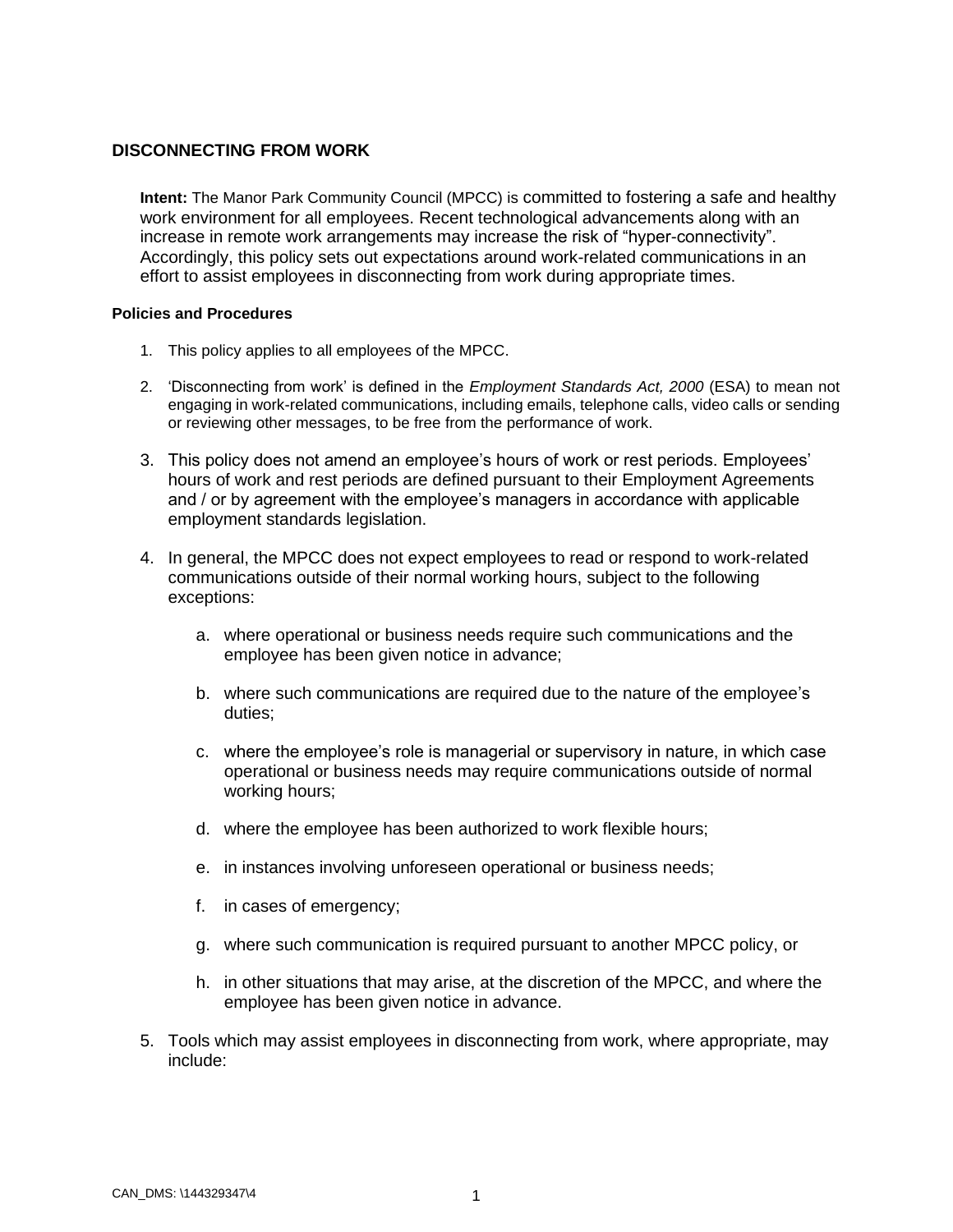# DISCONNECTING FROM WORK

**Intent:** The Manor Park Community Council (MPCC) is committed to fostering a safe and healthy work environment for all employees. Recent technological advancements along with an increase in remote work arrangements may increase the risk of "hyper-connectivity". Accordingly, this policy sets out expectations around work-related communications in an effort to assist employees in disconnecting from work during appropriate times.

### Policies and Procedures

1. This policy applies to all employees of the MPCC.

2. 'Disconnecting from work' is defined in the *Employment Standards Act, 2000* (ESA) to mean not engaging in work-related communications, including emails, telephone calls, video calls or sending or reviewing other messages, to be free from the performance of work.

3. This policy does not amend an employee's hours of work or rest periods. Employees' hours of work and rest periods are defined pursuant to their Employment Agreements and / or by agreement with the employee's managers in accordance with applicable employment standards legislation.

4. In general, the MPCC does not expect employees to read or respond to work-related communications outside of their normal working hours, subject to the following exceptions:

    a. where operational or business needs require such communications and the employee has been given notice in advance;

    b. where such communications are required due to the nature of the employee's duties;

    c. where the employee's role is managerial or supervisory in nature, in which case operational or business needs may require communications outside of normal working hours;

    d. where the employee has been authorized to work flexible hours;

    e. in instances involving unforeseen operational or business needs;

    f. in cases of emergency;

    g. where such communication is required pursuant to another MPCC policy, or

    h. in other situations that may arise, at the discretion of the MPCC, and where the employee has been given notice in advance.

5. Tools which may assist employees in disconnecting from work, where appropriate, may include:

CAN_DMS: \144329347\4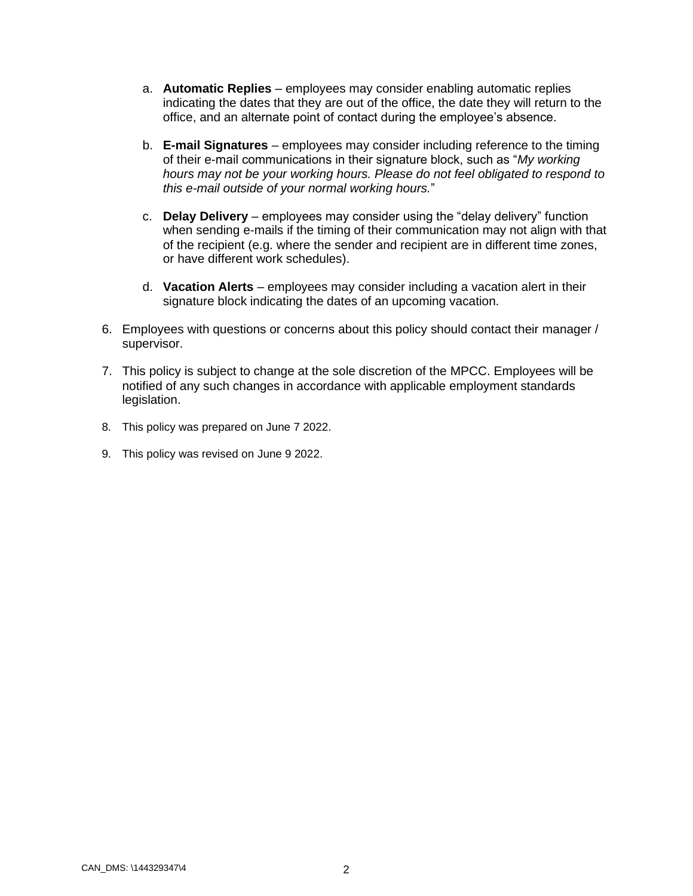a. **Automatic Replies** – employees may consider enabling automatic replies indicating the dates that they are out of the office, the date they will return to the office, and an alternate point of contact during the employee's absence.

b. **E-mail Signatures** – employees may consider including reference to the timing of their e-mail communications in their signature block, such as "*My working hours may not be your working hours. Please do not feel obligated to respond to this e-mail outside of your normal working hours.*"

c. **Delay Delivery** – employees may consider using the "delay delivery" function when sending e-mails if the timing of their communication may not align with that of the recipient (e.g. where the sender and recipient are in different time zones, or have different work schedules).

d. **Vacation Alerts** – employees may consider including a vacation alert in their signature block indicating the dates of an upcoming vacation.

6. Employees with questions or concerns about this policy should contact their manager / supervisor.

7. This policy is subject to change at the sole discretion of the MPCC. Employees will be notified of any such changes in accordance with applicable employment standards legislation.

8. This policy was prepared on June 7 2022.

9. This policy was revised on June 9 2022.